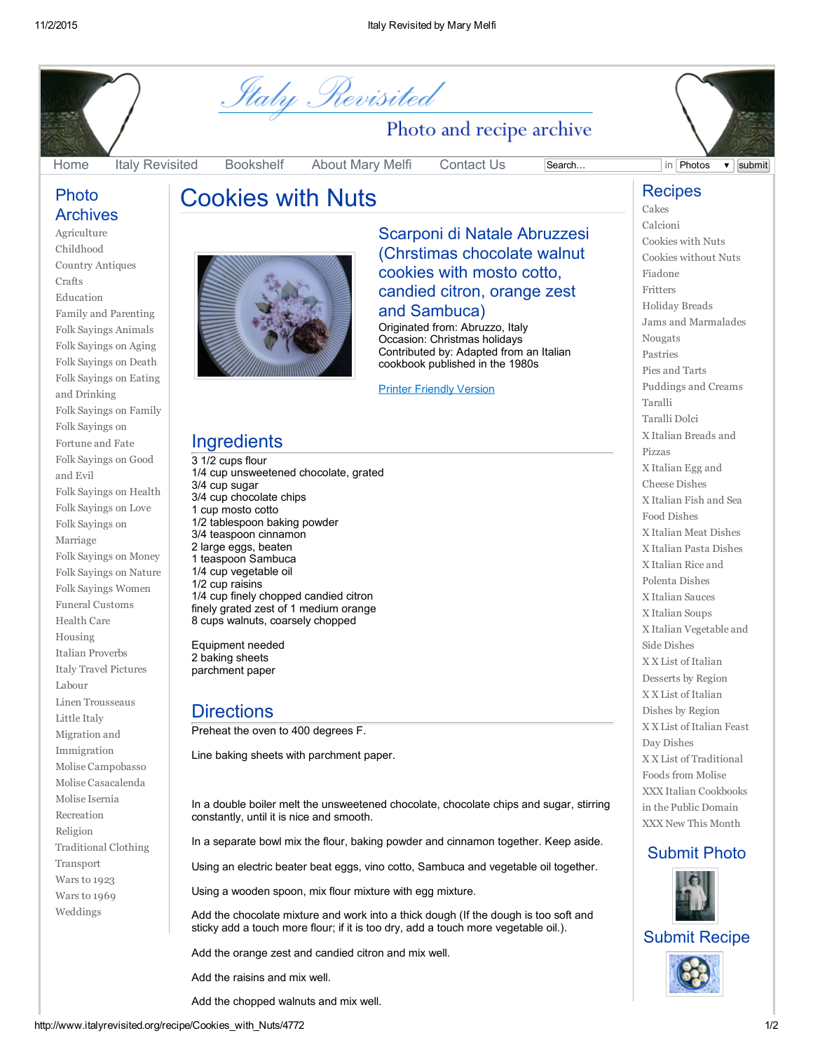# Italy Revisited

Photo and recipe archive

Home | Italy Revisited | Bookshelf | About Mary Melfi | Contact Us

## Photo Archives

- Agriculture
- Childhood
- Country Antiques
- Crafts
- Education
- Family and Parenting
- Folk Sayings Animals
- Folk Sayings on Aging
- Folk Sayings on Death
- Folk Sayings on Eating and Drinking
- Folk Sayings on Family
- Folk Sayings on Fortune and Fate
- Folk Sayings on Good and Evil
- Folk Sayings on Health
- Folk Sayings on Love
- Folk Sayings on Marriage
- Folk Sayings on Money
- Folk Sayings on Nature
- Folk Sayings Women
- Funeral Customs
- Health Care
- Housing
- Italian Proverbs
- Italy Travel Pictures
- Labour
- Linen Trousseaus
- Little Italy
- Migration and Immigration
- Molise Campobasso
- Molise Casacalenda
- Molise Isernia
- Recreation
- Religion
- Traditional Clothing
- Transport
- Wars to 1923
- Wars to 1969
- Weddings

# Cookies with Nuts

## Scarponi di Natale Abruzzesi (Chrstimas chocolate walnut cookies with mosto cotto, candied citron, orange zest and Sambuca)

Originated from: Abruzzo, Italy
Occasion: Christmas holidays
Contributed by: Adapted from an Italian cookbook published in the 1980s

Printer Friendly Version

## Ingredients

3 1/2 cups flour
1/4 cup unsweetened chocolate, grated
3/4 cup sugar
3/4 cup chocolate chips
1 cup mosto cotto
1/2 tablespoon baking powder
3/4 teaspoon cinnamon
2 large eggs, beaten
1 teaspoon Sambuca
1/4 cup vegetable oil
1/2 cup raisins
1/4 cup finely chopped candied citron
finely grated zest of 1 medium orange
8 cups walnuts, coarsely chopped

Equipment needed
2 baking sheets
parchment paper

## Directions

Preheat the oven to 400 degrees F.

Line baking sheets with parchment paper.

In a double boiler melt the unsweetened chocolate, chocolate chips and sugar, stirring constantly, until it is nice and smooth.

In a separate bowl mix the flour, baking powder and cinnamon together. Keep aside.

Using an electric beater beat eggs, vino cotto, Sambuca and vegetable oil together.

Using a wooden spoon, mix flour mixture with egg mixture.

Add the chocolate mixture and work into a thick dough (If the dough is too soft and sticky add a touch more flour; if it is too dry, add a touch more vegetable oil.).

Add the orange zest and candied citron and mix well.

Add the raisins and mix well.

Add the chopped walnuts and mix well.

## Recipes

- Cakes
- Calcioni
- Cookies with Nuts
- Cookies without Nuts
- Fiadone
- Fritters
- Holiday Breads
- Jams and Marmalades
- Nougats
- Pastries
- Pies and Tarts
- Puddings and Creams
- Taralli
- Taralli Dolci
- X Italian Breads and Pizzas
- X Italian Egg and Cheese Dishes
- X Italian Fish and Sea Food Dishes
- X Italian Meat Dishes
- X Italian Pasta Dishes
- X Italian Rice and Polenta Dishes
- X Italian Sauces
- X Italian Soups
- X Italian Vegetable and Side Dishes
- X X List of Italian Desserts by Region
- X X List of Italian Dishes by Region
- X X List of Italian Feast Day Dishes
- X X List of Traditional Foods from Molise
- XXX Italian Cookbooks in the Public Domain
- XXX New This Month

## Submit Photo

## Submit Recipe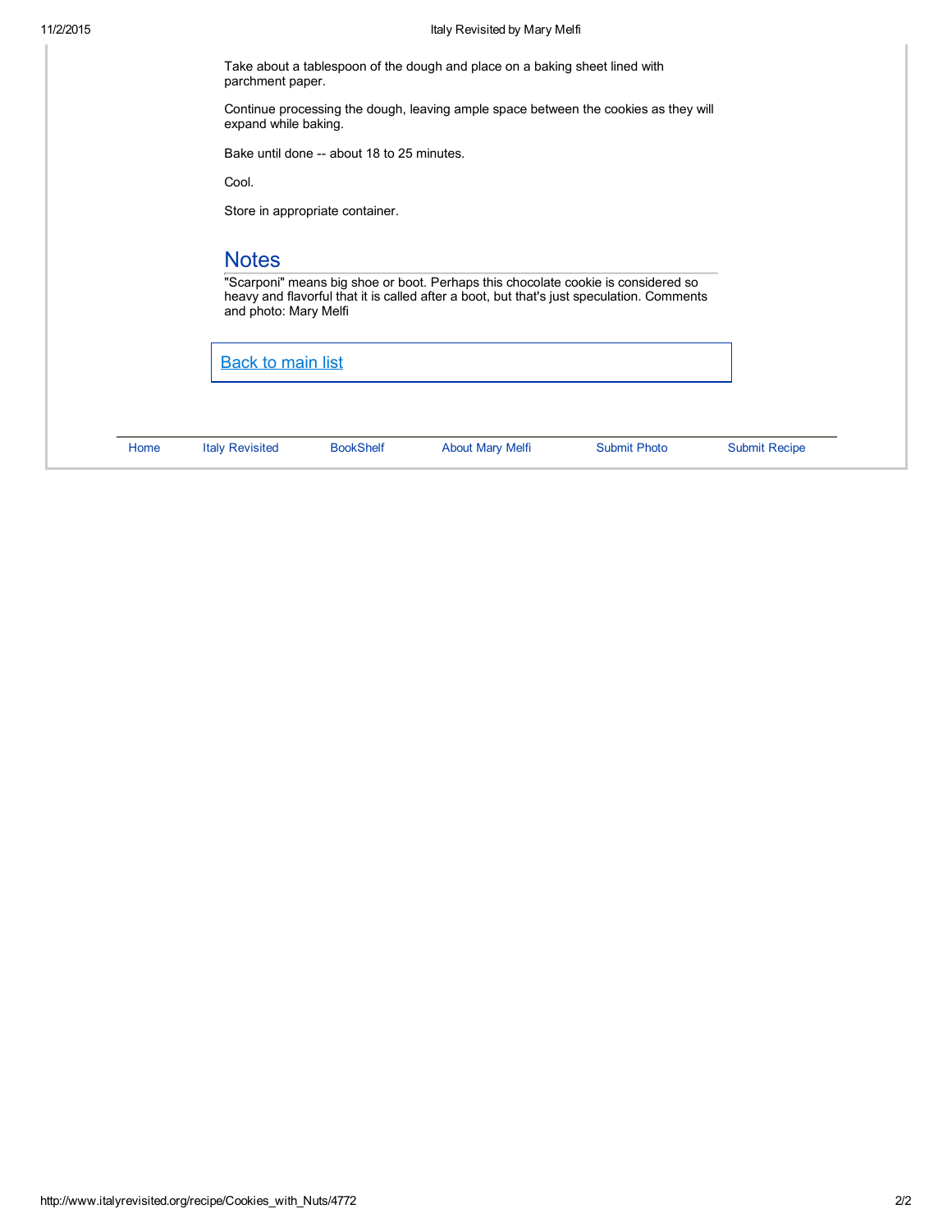Take about a tablespoon of the dough and place on a baking sheet lined with parchment paper.

Continue processing the dough, leaving ample space between the cookies as they will expand while baking.

Bake until done -- about 18 to 25 minutes.

Cool.

Store in appropriate container.

## Notes

"Scarponi" means big shoe or boot. Perhaps this chocolate cookie is considered so heavy and flavorful that it is called after a boot, but that's just speculation. Comments and photo: Mary Melfi

Back to main list

Home | Italy Revisited | BookShelf | About Mary Melfi | Submit Photo | Submit Recipe